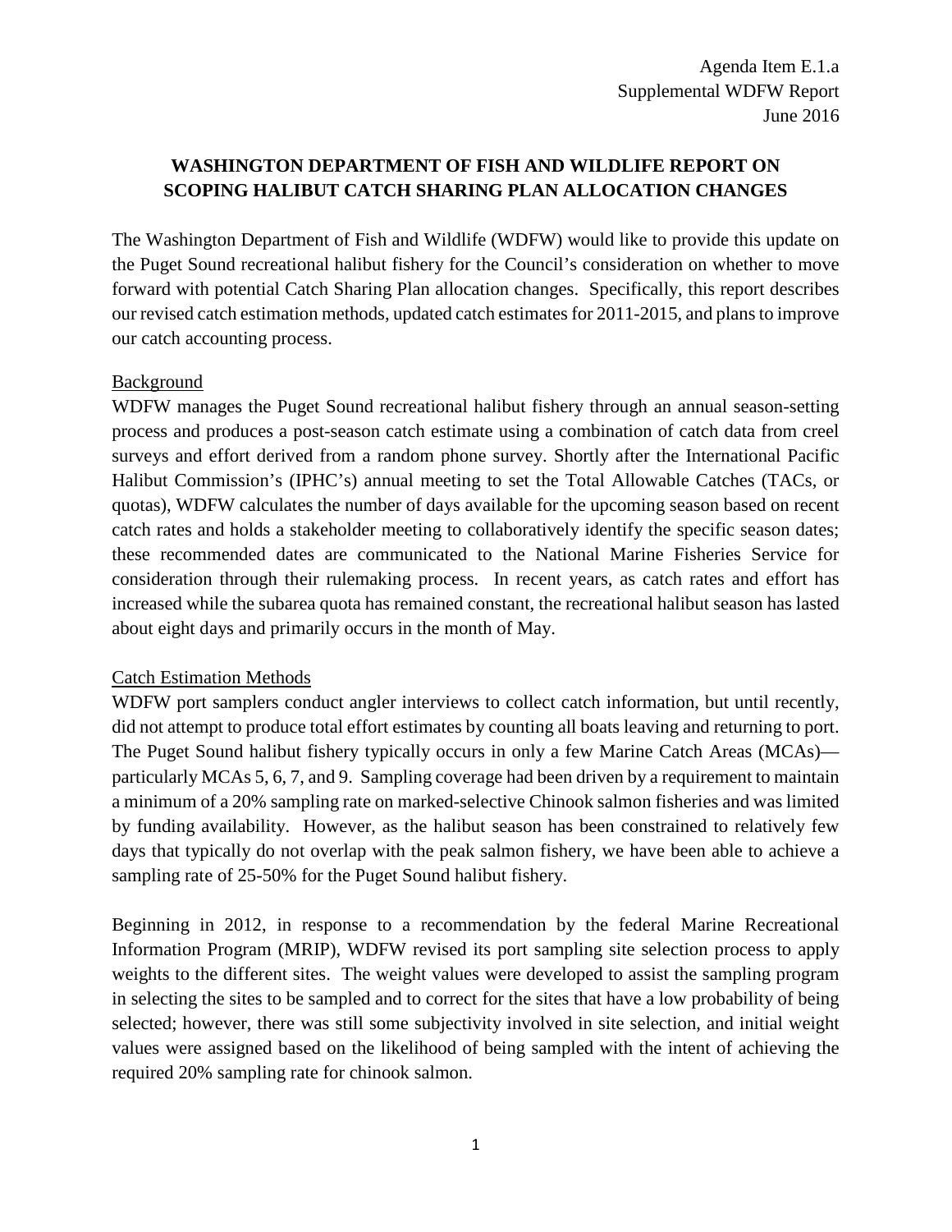Agenda Item E.1.a
Supplemental WDFW Report
June 2016

# WASHINGTON DEPARTMENT OF FISH AND WILDLIFE REPORT ON SCOPING HALIBUT CATCH SHARING PLAN ALLOCATION CHANGES

The Washington Department of Fish and Wildlife (WDFW) would like to provide this update on the Puget Sound recreational halibut fishery for the Council's consideration on whether to move forward with potential Catch Sharing Plan allocation changes. Specifically, this report describes our revised catch estimation methods, updated catch estimates for 2011-2015, and plans to improve our catch accounting process.

## Background

WDFW manages the Puget Sound recreational halibut fishery through an annual season-setting process and produces a post-season catch estimate using a combination of catch data from creel surveys and effort derived from a random phone survey. Shortly after the International Pacific Halibut Commission's (IPHC's) annual meeting to set the Total Allowable Catches (TACs, or quotas), WDFW calculates the number of days available for the upcoming season based on recent catch rates and holds a stakeholder meeting to collaboratively identify the specific season dates; these recommended dates are communicated to the National Marine Fisheries Service for consideration through their rulemaking process. In recent years, as catch rates and effort has increased while the subarea quota has remained constant, the recreational halibut season has lasted about eight days and primarily occurs in the month of May.

## Catch Estimation Methods

WDFW port samplers conduct angler interviews to collect catch information, but until recently, did not attempt to produce total effort estimates by counting all boats leaving and returning to port. The Puget Sound halibut fishery typically occurs in only a few Marine Catch Areas (MCAs)—particularly MCAs 5, 6, 7, and 9. Sampling coverage had been driven by a requirement to maintain a minimum of a 20% sampling rate on marked-selective Chinook salmon fisheries and was limited by funding availability. However, as the halibut season has been constrained to relatively few days that typically do not overlap with the peak salmon fishery, we have been able to achieve a sampling rate of 25-50% for the Puget Sound halibut fishery.

Beginning in 2012, in response to a recommendation by the federal Marine Recreational Information Program (MRIP), WDFW revised its port sampling site selection process to apply weights to the different sites. The weight values were developed to assist the sampling program in selecting the sites to be sampled and to correct for the sites that have a low probability of being selected; however, there was still some subjectivity involved in site selection, and initial weight values were assigned based on the likelihood of being sampled with the intent of achieving the required 20% sampling rate for chinook salmon.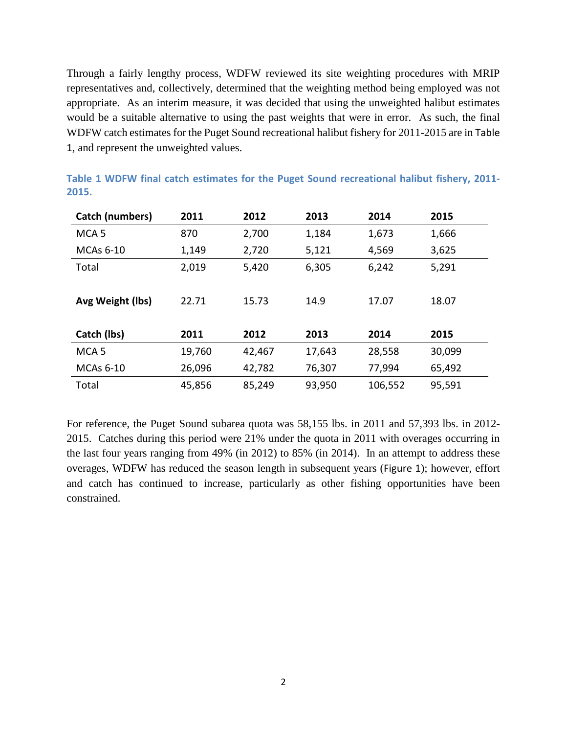Through a fairly lengthy process, WDFW reviewed its site weighting procedures with MRIP representatives and, collectively, determined that the weighting method being employed was not appropriate. As an interim measure, it was decided that using the unweighted halibut estimates would be a suitable alternative to using the past weights that were in error. As such, the final WDFW catch estimates for the Puget Sound recreational halibut fishery for 2011-2015 are in Table 1, and represent the unweighted values.

**Table 1 WDFW final catch estimates for the Puget Sound recreational halibut fishery, 2011-2015.**

| **Catch (numbers)** | **2011** | **2012** | **2013** | **2014** | **2015** |
|---|---|---|---|---|---|
| MCA 5 | 870 | 2,700 | 1,184 | 1,673 | 1,666 |
| MCAs 6-10 | 1,149 | 2,720 | 5,121 | 4,569 | 3,625 |
| Total | 2,019 | 5,420 | 6,305 | 6,242 | 5,291 |
| | | | | | |
| **Avg Weight (lbs)** | 22.71 | 15.73 | 14.9 | 17.07 | 18.07 |
| | | | | | |
| **Catch (lbs)** | **2011** | **2012** | **2013** | **2014** | **2015** |
| MCA 5 | 19,760 | 42,467 | 17,643 | 28,558 | 30,099 |
| MCAs 6-10 | 26,096 | 42,782 | 76,307 | 77,994 | 65,492 |
| Total | 45,856 | 85,249 | 93,950 | 106,552 | 95,591 |

For reference, the Puget Sound subarea quota was 58,155 lbs. in 2011 and 57,393 lbs. in 2012-2015. Catches during this period were 21% under the quota in 2011 with overages occurring in the last four years ranging from 49% (in 2012) to 85% (in 2014). In an attempt to address these overages, WDFW has reduced the season length in subsequent years (Figure 1); however, effort and catch has continued to increase, particularly as other fishing opportunities have been constrained.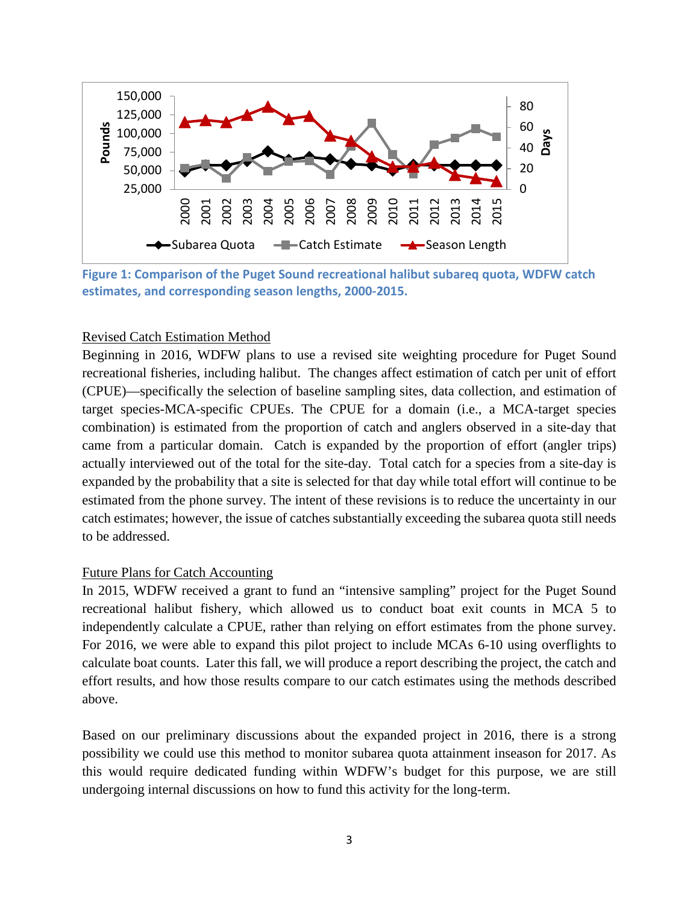**Figure 1: Comparison of the Puget Sound recreational halibut subareq quota, WDFW catch estimates, and corresponding season lengths, 2000-2015.**

Revised Catch Estimation Method

Beginning in 2016, WDFW plans to use a revised site weighting procedure for Puget Sound recreational fisheries, including halibut. The changes affect estimation of catch per unit of effort (CPUE)—specifically the selection of baseline sampling sites, data collection, and estimation of target species-MCA-specific CPUEs. The CPUE for a domain (i.e., a MCA-target species combination) is estimated from the proportion of catch and anglers observed in a site-day that came from a particular domain. Catch is expanded by the proportion of effort (angler trips) actually interviewed out of the total for the site-day. Total catch for a species from a site-day is expanded by the probability that a site is selected for that day while total effort will continue to be estimated from the phone survey. The intent of these revisions is to reduce the uncertainty in our catch estimates; however, the issue of catches substantially exceeding the subarea quota still needs to be addressed.

Future Plans for Catch Accounting

In 2015, WDFW received a grant to fund an "intensive sampling" project for the Puget Sound recreational halibut fishery, which allowed us to conduct boat exit counts in MCA 5 to independently calculate a CPUE, rather than relying on effort estimates from the phone survey. For 2016, we were able to expand this pilot project to include MCAs 6-10 using overflights to calculate boat counts. Later this fall, we will produce a report describing the project, the catch and effort results, and how those results compare to our catch estimates using the methods described above.

Based on our preliminary discussions about the expanded project in 2016, there is a strong possibility we could use this method to monitor subarea quota attainment inseason for 2017. As this would require dedicated funding within WDFW's budget for this purpose, we are still undergoing internal discussions on how to fund this activity for the long-term.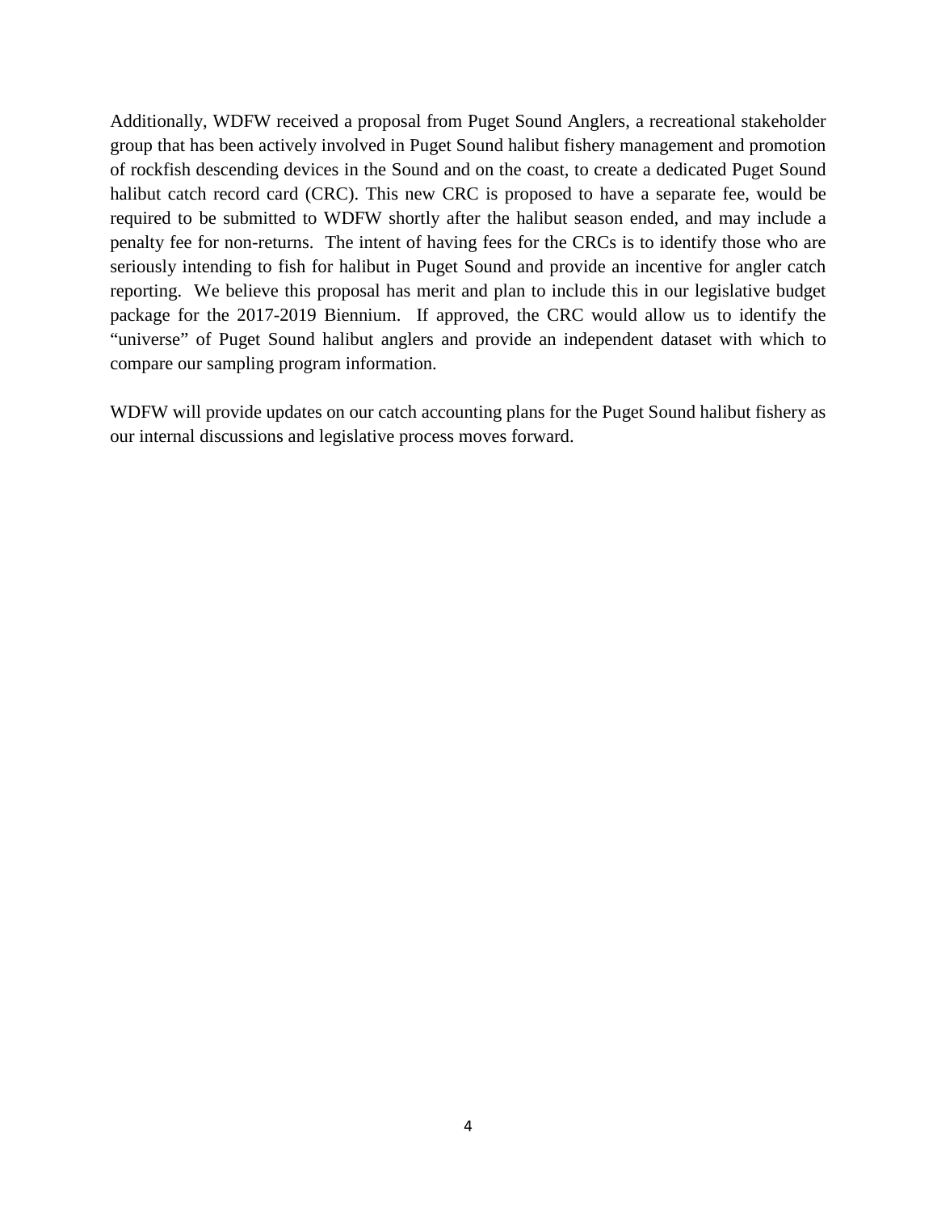Additionally, WDFW received a proposal from Puget Sound Anglers, a recreational stakeholder group that has been actively involved in Puget Sound halibut fishery management and promotion of rockfish descending devices in the Sound and on the coast, to create a dedicated Puget Sound halibut catch record card (CRC). This new CRC is proposed to have a separate fee, would be required to be submitted to WDFW shortly after the halibut season ended, and may include a penalty fee for non-returns. The intent of having fees for the CRCs is to identify those who are seriously intending to fish for halibut in Puget Sound and provide an incentive for angler catch reporting. We believe this proposal has merit and plan to include this in our legislative budget package for the 2017-2019 Biennium. If approved, the CRC would allow us to identify the "universe" of Puget Sound halibut anglers and provide an independent dataset with which to compare our sampling program information.

WDFW will provide updates on our catch accounting plans for the Puget Sound halibut fishery as our internal discussions and legislative process moves forward.